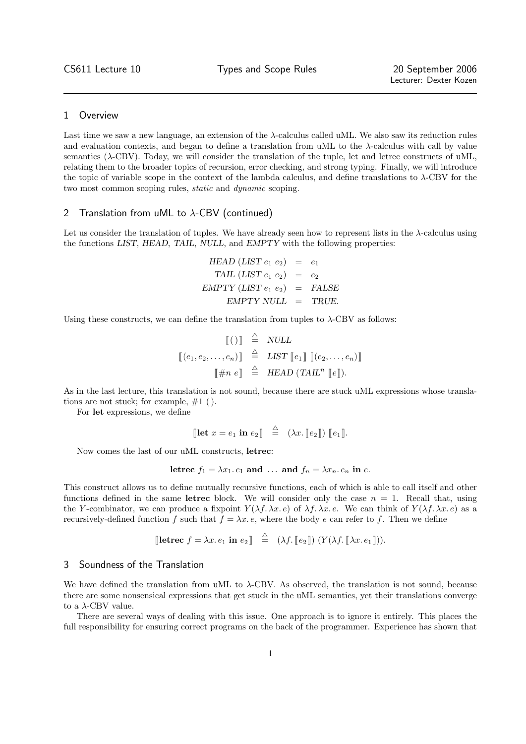CS611 Lecture 10 — Types and Scope Rules — 20 September 2006
Lecturer: Dexter Kozen

## 1 Overview

Last time we saw a new language, an extension of the $\lambda$-calculus called uML. We also saw its reduction rules and evaluation contexts, and began to define a translation from uML to the $\lambda$-calculus with call by value semantics ($\lambda$-CBV). Today, we will consider the translation of the tuple, let and letrec constructs of uML, relating them to the broader topics of recursion, error checking, and strong typing. Finally, we will introduce the topic of variable scope in the context of the lambda calculus, and define translations to $\lambda$-CBV for the two most common scoping rules, *static* and *dynamic* scoping.

## 2 Translation from uML to $\lambda$-CBV (continued)

Let us consider the translation of tuples. We have already seen how to represent lists in the $\lambda$-calculus using the functions *LIST*, *HEAD*, *TAIL*, *NULL*, and *EMPTY* with the following properties:

$$\begin{aligned}
\mathit{HEAD}\ (\mathit{LIST}\ e_1\ e_2) &= e_1 \\
\mathit{TAIL}\ (\mathit{LIST}\ e_1\ e_2) &= e_2 \\
\mathit{EMPTY}\ (\mathit{LIST}\ e_1\ e_2) &= \mathit{FALSE} \\
\mathit{EMPTY}\ \mathit{NULL} &= \mathit{TRUE}.
\end{aligned}$$

Using these constructs, we can define the translation from tuples to $\lambda$-CBV as follows:

$$\begin{aligned}
[\![\,(\,)\,]\!] &\stackrel{\triangle}{=} \mathit{NULL} \\
[\![(e_1, e_2, \ldots, e_n)]\!] &\stackrel{\triangle}{=} \mathit{LIST}\ [\![e_1]\!]\ [\![(e_2, \ldots, e_n)]\!] \\
[\![\#n\ e]\!] &\stackrel{\triangle}{=} \mathit{HEAD}\ (\mathit{TAIL}^n\ [\![e]\!]).
\end{aligned}$$

As in the last lecture, this translation is not sound, because there are stuck uML expressions whose translations are not stuck; for example, $\#1\ (\,)$.

For **let** expressions, we define

$$[\![\textbf{let}\ x = e_1\ \textbf{in}\ e_2]\!] \stackrel{\triangle}{=} (\lambda x.\, [\![e_2]\!])\ [\![e_1]\!].$$

Now comes the last of our uML constructs, **letrec**:

$$\textbf{letrec}\ f_1 = \lambda x_1.\, e_1\ \textbf{and}\ \ldots\ \textbf{and}\ f_n = \lambda x_n.\, e_n\ \textbf{in}\ e.$$

This construct allows us to define mutually recursive functions, each of which is able to call itself and other functions defined in the same **letrec** block. We will consider only the case $n = 1$. Recall that, using the $Y$-combinator, we can produce a fixpoint $Y(\lambda f.\, \lambda x.\, e)$ of $\lambda f.\, \lambda x.\, e$. We can think of $Y(\lambda f.\, \lambda x.\, e)$ as a recursively-defined function $f$ such that $f = \lambda x.\, e$, where the body $e$ can refer to $f$. Then we define

$$[\![\textbf{letrec}\ f = \lambda x.\, e_1\ \textbf{in}\ e_2]\!] \stackrel{\triangle}{=} (\lambda f.\, [\![e_2]\!])\ (Y(\lambda f.\, [\![\lambda x.\, e_1]\!])).$$

## 3 Soundness of the Translation

We have defined the translation from uML to $\lambda$-CBV. As observed, the translation is not sound, because there are some nonsensical expressions that get stuck in the uML semantics, yet their translations converge to a $\lambda$-CBV value.

There are several ways of dealing with this issue. One approach is to ignore it entirely. This places the full responsibility for ensuring correct programs on the back of the programmer. Experience has shown that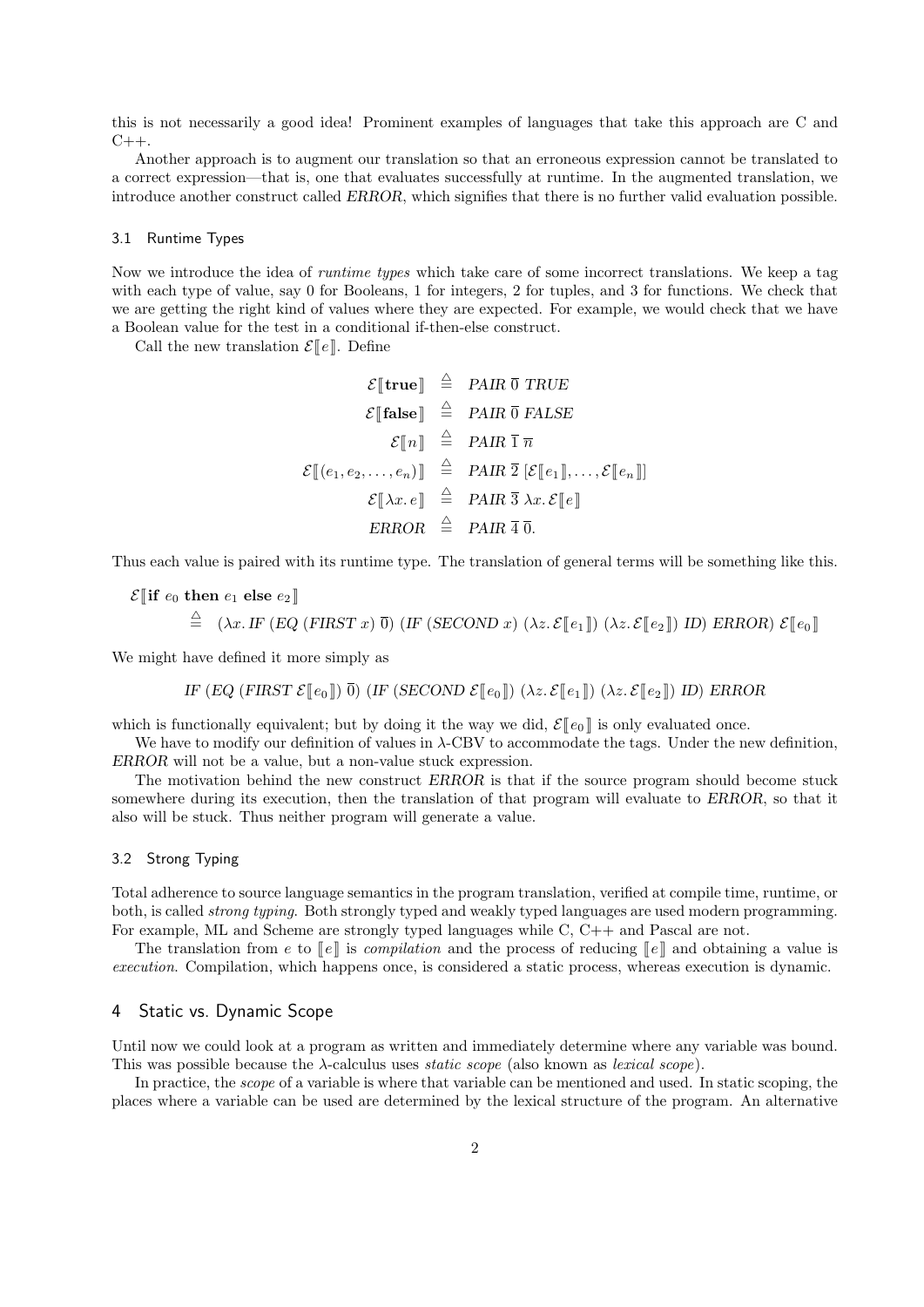this is not necessarily a good idea! Prominent examples of languages that take this approach are C and C++.

Another approach is to augment our translation so that an erroneous expression cannot be translated to a correct expression—that is, one that evaluates successfully at runtime. In the augmented translation, we introduce another construct called *ERROR*, which signifies that there is no further valid evaluation possible.

### 3.1 Runtime Types

Now we introduce the idea of *runtime types* which take care of some incorrect translations. We keep a tag with each type of value, say 0 for Booleans, 1 for integers, 2 for tuples, and 3 for functions. We check that we are getting the right kind of values where they are expected. For example, we would check that we have a Boolean value for the test in a conditional if-then-else construct.

Call the new translation $\mathcal{E}[\![e]\!]$. Define

$$
\begin{aligned}
\mathcal{E}[\![\mathbf{true}]\!] &\triangleq \mathit{PAIR}\ \overline{0}\ \mathit{TRUE} \\
\mathcal{E}[\![\mathbf{false}]\!] &\triangleq \mathit{PAIR}\ \overline{0}\ \mathit{FALSE} \\
\mathcal{E}[\![n]\!] &\triangleq \mathit{PAIR}\ \overline{1}\ \overline{n} \\
\mathcal{E}[\![(e_1, e_2, \ldots, e_n)]\!] &\triangleq \mathit{PAIR}\ \overline{2}\ [\mathcal{E}[\![e_1]\!], \ldots, \mathcal{E}[\![e_n]\!]] \\
\mathcal{E}[\![\lambda x.\, e]\!] &\triangleq \mathit{PAIR}\ \overline{3}\ \lambda x.\, \mathcal{E}[\![e]\!] \\
\mathit{ERROR} &\triangleq \mathit{PAIR}\ \overline{4}\ \overline{0}.
\end{aligned}
$$

Thus each value is paired with its runtime type. The translation of general terms will be something like this.

$$
\begin{aligned}
&\mathcal{E}[\![\mathbf{if}\ e_0\ \mathbf{then}\ e_1\ \mathbf{else}\ e_2]\!] \\
&\quad\triangleq\ (\lambda x.\, \mathit{IF}\ (\mathit{EQ}\ (\mathit{FIRST}\ x)\ \overline{0})\ (\mathit{IF}\ (\mathit{SECOND}\ x)\ (\lambda z.\, \mathcal{E}[\![e_1]\!])\ (\lambda z.\, \mathcal{E}[\![e_2]\!])\ \mathit{ID})\ \mathit{ERROR})\ \mathcal{E}[\![e_0]\!]
\end{aligned}
$$

We might have defined it more simply as

$$
\mathit{IF}\ (\mathit{EQ}\ (\mathit{FIRST}\ \mathcal{E}[\![e_0]\!])\ \overline{0})\ (\mathit{IF}\ (\mathit{SECOND}\ \mathcal{E}[\![e_0]\!])\ (\lambda z.\, \mathcal{E}[\![e_1]\!])\ (\lambda z.\, \mathcal{E}[\![e_2]\!])\ \mathit{ID})\ \mathit{ERROR}
$$

which is functionally equivalent; but by doing it the way we did, $\mathcal{E}[\![e_0]\!]$ is only evaluated once.

We have to modify our definition of values in λ-CBV to accommodate the tags. Under the new definition, *ERROR* will not be a value, but a non-value stuck expression.

The motivation behind the new construct *ERROR* is that if the source program should become stuck somewhere during its execution, then the translation of that program will evaluate to *ERROR*, so that it also will be stuck. Thus neither program will generate a value.

### 3.2 Strong Typing

Total adherence to source language semantics in the program translation, verified at compile time, runtime, or both, is called *strong typing*. Both strongly typed and weakly typed languages are used modern programming. For example, ML and Scheme are strongly typed languages while C, C++ and Pascal are not.

The translation from $e$ to $[\![e]\!]$ is *compilation* and the process of reducing $[\![e]\!]$ and obtaining a value is *execution*. Compilation, which happens once, is considered a static process, whereas execution is dynamic.

## 4 Static vs. Dynamic Scope

Until now we could look at a program as written and immediately determine where any variable was bound. This was possible because the λ-calculus uses *static scope* (also known as *lexical scope*).

In practice, the *scope* of a variable is where that variable can be mentioned and used. In static scoping, the places where a variable can be used are determined by the lexical structure of the program. An alternative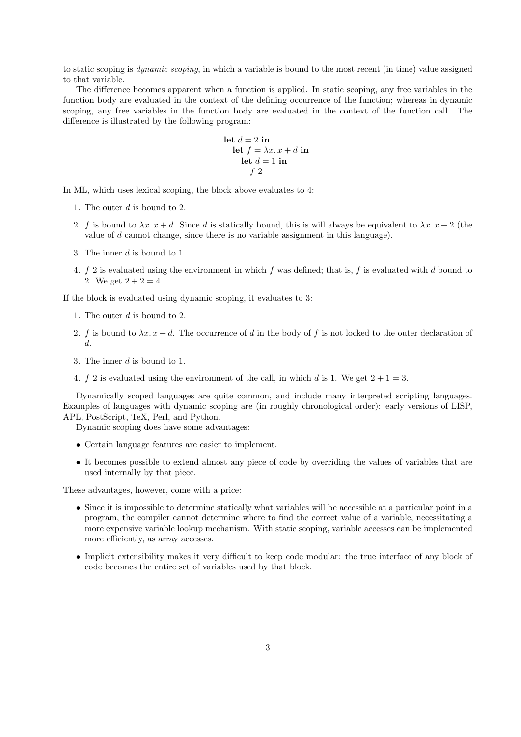to static scoping is *dynamic scoping*, in which a variable is bound to the most recent (in time) value assigned to that variable.

The difference becomes apparent when a function is applied. In static scoping, any free variables in the function body are evaluated in the context of the defining occurrence of the function; whereas in dynamic scoping, any free variables in the function body are evaluated in the context of the function call. The difference is illustrated by the following program:

$$\begin{array}{l}\textbf{let } d = 2 \textbf{ in} \\ \quad \textbf{let } f = \lambda x.\, x + d \textbf{ in} \\ \quad\quad \textbf{let } d = 1 \textbf{ in} \\ \quad\quad\quad f\ 2\end{array}$$

In ML, which uses lexical scoping, the block above evaluates to 4:

1. The outer $d$ is bound to 2.
2. $f$ is bound to $\lambda x.\, x + d$. Since $d$ is statically bound, this is will always be equivalent to $\lambda x.\, x + 2$ (the value of $d$ cannot change, since there is no variable assignment in this language).
3. The inner $d$ is bound to 1.
4. $f\ 2$ is evaluated using the environment in which $f$ was defined; that is, $f$ is evaluated with $d$ bound to 2. We get $2 + 2 = 4$.

If the block is evaluated using dynamic scoping, it evaluates to 3:

1. The outer $d$ is bound to 2.
2. $f$ is bound to $\lambda x.\, x + d$. The occurrence of $d$ in the body of $f$ is not locked to the outer declaration of $d$.
3. The inner $d$ is bound to 1.
4. $f\ 2$ is evaluated using the environment of the call, in which $d$ is 1. We get $2 + 1 = 3$.

Dynamically scoped languages are quite common, and include many interpreted scripting languages. Examples of languages with dynamic scoping are (in roughly chronological order): early versions of LISP, APL, PostScript, TeX, Perl, and Python.

Dynamic scoping does have some advantages:

- Certain language features are easier to implement.
- It becomes possible to extend almost any piece of code by overriding the values of variables that are used internally by that piece.

These advantages, however, come with a price:

- Since it is impossible to determine statically what variables will be accessible at a particular point in a program, the compiler cannot determine where to find the correct value of a variable, necessitating a more expensive variable lookup mechanism. With static scoping, variable accesses can be implemented more efficiently, as array accesses.
- Implicit extensibility makes it very difficult to keep code modular: the true interface of any block of code becomes the entire set of variables used by that block.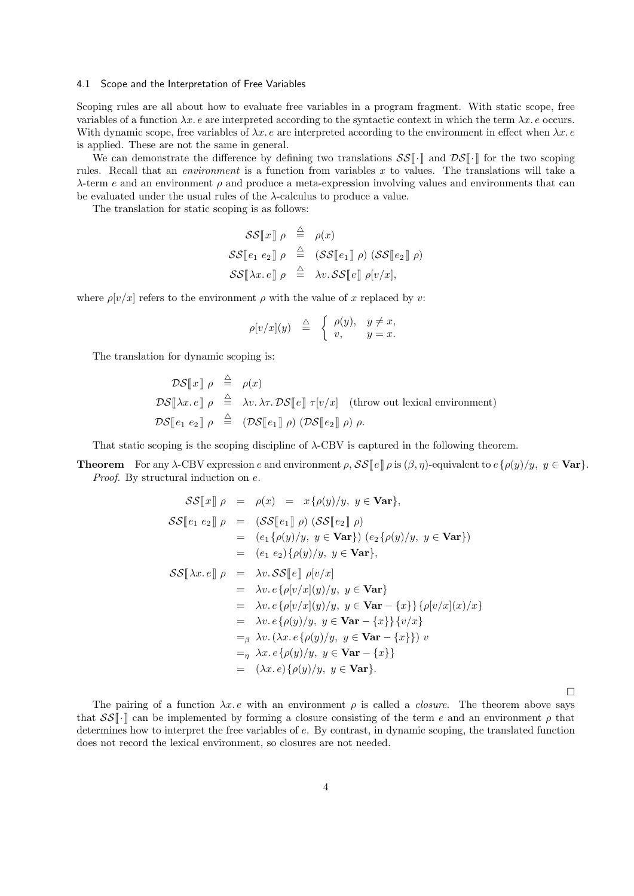### 4.1 Scope and the Interpretation of Free Variables

Scoping rules are all about how to evaluate free variables in a program fragment. With static scope, free variables of a function $\lambda x.\, e$ are interpreted according to the syntactic context in which the term $\lambda x.\, e$ occurs. With dynamic scope, free variables of $\lambda x.\, e$ are interpreted according to the environment in effect when $\lambda x.\, e$ is applied. These are not the same in general.

We can demonstrate the difference by defining two translations $\mathcal{SS}[\![\cdot]\!]$ and $\mathcal{DS}[\![\cdot]\!]$ for the two scoping rules. Recall that an *environment* is a function from variables $x$ to values. The translations will take a $\lambda$-term $e$ and an environment $\rho$ and produce a meta-expression involving values and environments that can be evaluated under the usual rules of the $\lambda$-calculus to produce a value.

The translation for static scoping is as follows:

$$
\begin{aligned}
\mathcal{SS}[\![x]\!]\ \rho &\ \triangleq\ \rho(x)\\
\mathcal{SS}[\![e_1\ e_2]\!]\ \rho &\ \triangleq\ (\mathcal{SS}[\![e_1]\!]\ \rho)\ (\mathcal{SS}[\![e_2]\!]\ \rho)\\
\mathcal{SS}[\![\lambda x.\, e]\!]\ \rho &\ \triangleq\ \lambda v.\, \mathcal{SS}[\![e]\!]\ \rho[v/x],
\end{aligned}
$$

where $\rho[v/x]$ refers to the environment $\rho$ with the value of $x$ replaced by $v$:

$$
\rho[v/x](y)\ \triangleq\ \begin{cases} \rho(y), & y \neq x,\\ v, & y = x.\end{cases}
$$

The translation for dynamic scoping is:

$$
\begin{aligned}
\mathcal{DS}[\![x]\!]\ \rho &\ \triangleq\ \rho(x)\\
\mathcal{DS}[\![\lambda x.\, e]\!]\ \rho &\ \triangleq\ \lambda v.\, \lambda \tau.\, \mathcal{DS}[\![e]\!]\ \tau[v/x] \quad \text{(throw out lexical environment)}\\
\mathcal{DS}[\![e_1\ e_2]\!]\ \rho &\ \triangleq\ (\mathcal{DS}[\![e_1]\!]\ \rho)\ (\mathcal{DS}[\![e_2]\!]\ \rho)\ \rho.
\end{aligned}
$$

That static scoping is the scoping discipline of $\lambda$-CBV is captured in the following theorem.

**Theorem** For any $\lambda$-CBV expression $e$ and environment $\rho$, $\mathcal{SS}[\![e]\!]\ \rho$ is $(\beta, \eta)$-equivalent to $e\{\rho(y)/y,\ y \in \mathbf{Var}\}$.

*Proof.* By structural induction on $e$.

$$
\begin{aligned}
\mathcal{SS}[\![x]\!]\ \rho &= \rho(x) \ = \ x\{\rho(y)/y,\ y \in \mathbf{Var}\},\\
\mathcal{SS}[\![e_1\ e_2]\!]\ \rho &= (\mathcal{SS}[\![e_1]\!]\ \rho)\ (\mathcal{SS}[\![e_2]\!]\ \rho)\\
&= (e_1\{\rho(y)/y,\ y \in \mathbf{Var}\})\ (e_2\{\rho(y)/y,\ y \in \mathbf{Var}\})\\
&= (e_1\ e_2)\{\rho(y)/y,\ y \in \mathbf{Var}\},\\
\mathcal{SS}[\![\lambda x.\, e]\!]\ \rho &= \lambda v.\, \mathcal{SS}[\![e]\!]\ \rho[v/x]\\
&= \lambda v.\, e\{\rho[v/x](y)/y,\ y \in \mathbf{Var}\}\\
&= \lambda v.\, e\{\rho[v/x](y)/y,\ y \in \mathbf{Var} - \{x\}\}\{\rho[v/x](x)/x\}\\
&= \lambda v.\, e\{\rho(y)/y,\ y \in \mathbf{Var} - \{x\}\}\{v/x\}\\
&=_\beta \lambda v.\, (\lambda x.\, e\{\rho(y)/y,\ y \in \mathbf{Var} - \{x\}\})\ v\\
&=_\eta \lambda x.\, e\{\rho(y)/y,\ y \in \mathbf{Var} - \{x\}\}\\
&= (\lambda x.\, e)\{\rho(y)/y,\ y \in \mathbf{Var}\}.
\end{aligned}
$$

$\square$

The pairing of a function $\lambda x.\, e$ with an environment $\rho$ is called a *closure*. The theorem above says that $\mathcal{SS}[\![\cdot]\!]$ can be implemented by forming a closure consisting of the term $e$ and an environment $\rho$ that determines how to interpret the free variables of $e$. By contrast, in dynamic scoping, the translated function does not record the lexical environment, so closures are not needed.